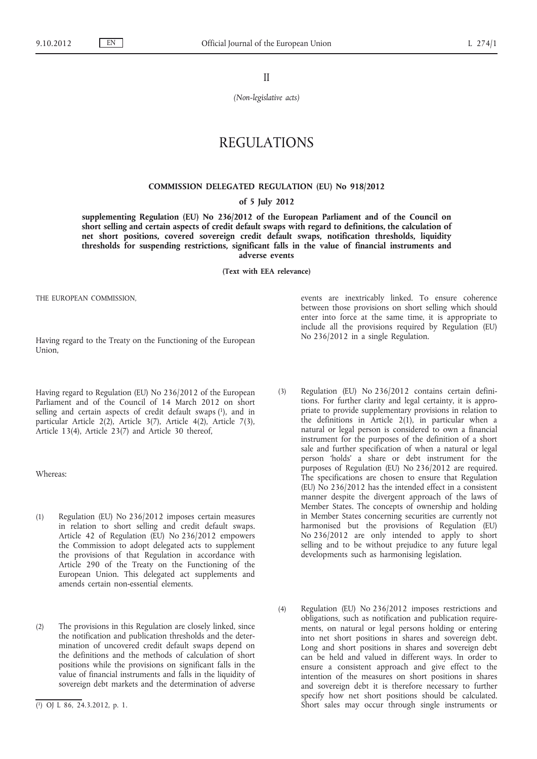II

*(Non-legislative acts)*

# REGULATIONS

## COMMISSION DELEGATED REGULATION (EU) No 918/2012

### of 5 July 2012

### supplementing Regulation (EU) No 236/2012 of the European Parliament and of the Council on short selling and certain aspects of credit default swaps with regard to definitions, the calculation of net short positions, covered sovereign credit default swaps, notification thresholds, liquidity thresholds for suspending restrictions, significant falls in the value of financial instruments and adverse events

**(Text with EEA relevance)**

THE EUROPEAN COMMISSION,

Having regard to the Treaty on the Functioning of the European Union,

Having regard to Regulation (EU) No 236/2012 of the European Parliament and of the Council of 14 March 2012 on short selling and certain aspects of credit default swaps [1], and in particular Article 2(2), Article 3(7), Article 4(2), Article 7(3), Article 13(4), Article 23(7) and Article 30 thereof,

Whereas:

(1) Regulation (EU) No 236/2012 imposes certain measures in relation to short selling and credit default swaps. Article 42 of Regulation (EU) No 236/2012 empowers the Commission to adopt delegated acts to supplement the provisions of that Regulation in accordance with Article 290 of the Treaty on the Functioning of the European Union. This delegated act supplements and amends certain non-essential elements.

(2) The provisions in this Regulation are closely linked, since the notification and publication thresholds and the determination of uncovered credit default swaps depend on the definitions and the methods of calculation of short positions while the provisions on significant falls in the value of financial instruments and falls in the liquidity of sovereign debt markets and the determination of adverse events are inextricably linked. To ensure coherence between those provisions on short selling which should enter into force at the same time, it is appropriate to include all the provisions required by Regulation (EU) No 236/2012 in a single Regulation.

(3) Regulation (EU) No 236/2012 contains certain definitions. For further clarity and legal certainty, it is appropriate to provide supplementary provisions in relation to the definitions in Article 2(1), in particular when a natural or legal person is considered to own a financial instrument for the purposes of the definition of a short sale and further specification of when a natural or legal person 'holds' a share or debt instrument for the purposes of Regulation (EU) No 236/2012 are required. The specifications are chosen to ensure that Regulation (EU) No 236/2012 has the intended effect in a consistent manner despite the divergent approach of the laws of Member States. The concepts of ownership and holding in Member States concerning securities are currently not harmonised but the provisions of Regulation (EU) No 236/2012 are only intended to apply to short selling and to be without prejudice to any future legal developments such as harmonising legislation.

(4) Regulation (EU) No 236/2012 imposes restrictions and obligations, such as notification and publication requirements, on natural or legal persons holding or entering into net short positions in shares and sovereign debt. Long and short positions in shares and sovereign debt can be held and valued in different ways. In order to ensure a consistent approach and give effect to the intention of the measures on short positions in shares and sovereign debt it is therefore necessary to further specify how net short positions should be calculated. Short sales may occur through single instruments or

[1] OJ L 86, 24.3.2012, p. 1.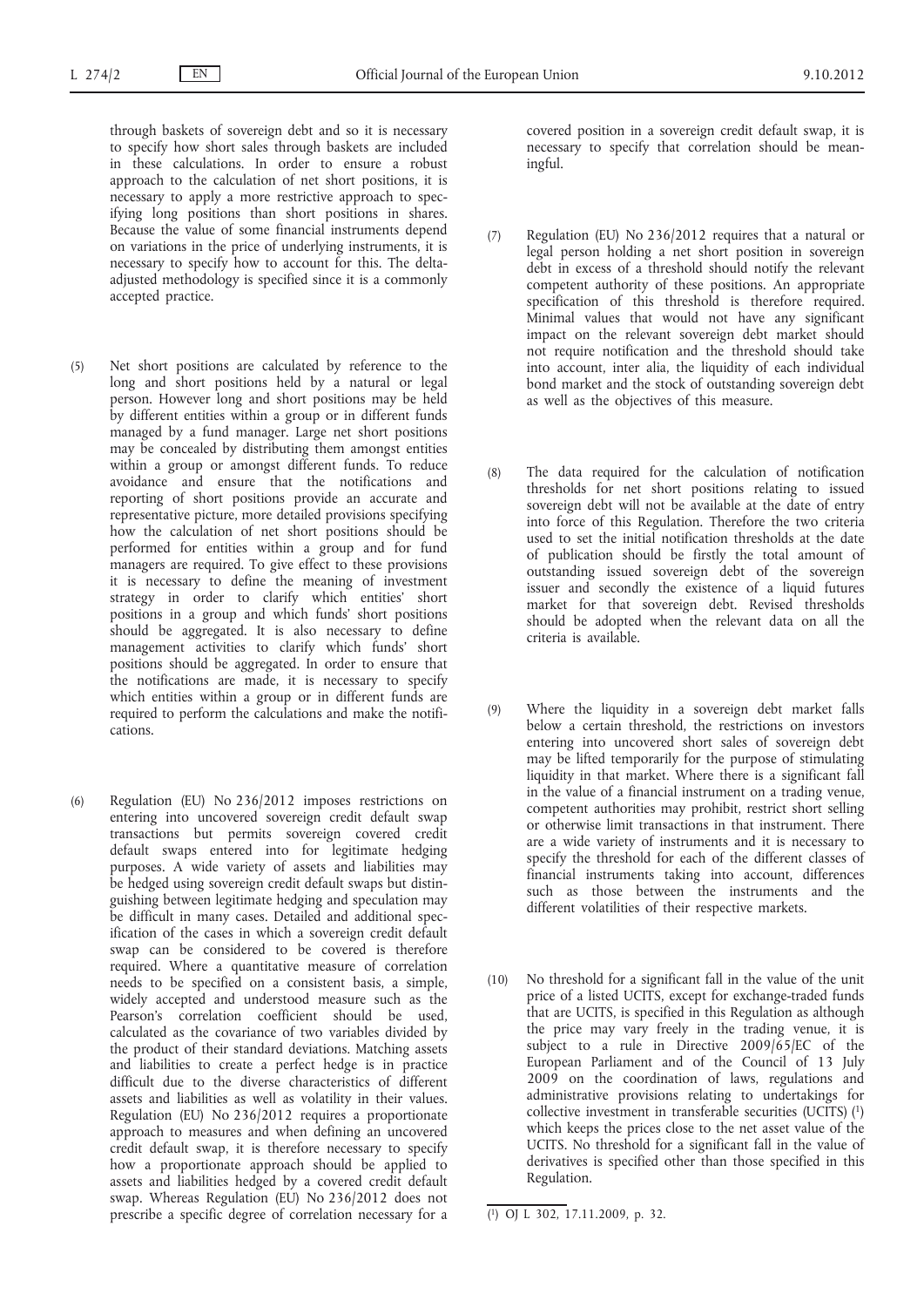through baskets of sovereign debt and so it is necessary to specify how short sales through baskets are included in these calculations. In order to ensure a robust approach to the calculation of net short positions, it is necessary to apply a more restrictive approach to specifying long positions than short positions in shares. Because the value of some financial instruments depend on variations in the price of underlying instruments, it is necessary to specify how to account for this. The delta-adjusted methodology is specified since it is a commonly accepted practice.

(5) Net short positions are calculated by reference to the long and short positions held by a natural or legal person. However long and short positions may be held by different entities within a group or in different funds managed by a fund manager. Large net short positions may be concealed by distributing them amongst entities within a group or amongst different funds. To reduce avoidance and ensure that the notifications and reporting of short positions provide an accurate and representative picture, more detailed provisions specifying how the calculation of net short positions should be performed for entities within a group and for fund managers are required. To give effect to these provisions it is necessary to define the meaning of investment strategy in order to clarify which entities' short positions in a group and which funds' short positions should be aggregated. It is also necessary to define management activities to clarify which funds' short positions should be aggregated. In order to ensure that the notifications are made, it is necessary to specify which entities within a group or in different funds are required to perform the calculations and make the notifications.

(6) Regulation (EU) No 236/2012 imposes restrictions on entering into uncovered sovereign credit default swap transactions but permits sovereign covered credit default swaps entered into for legitimate hedging purposes. A wide variety of assets and liabilities may be hedged using sovereign credit default swaps but distinguishing between legitimate hedging and speculation may be difficult in many cases. Detailed and additional specification of the cases in which a sovereign credit default swap can be considered to be covered is therefore required. Where a quantitative measure of correlation needs to be specified on a consistent basis, a simple, widely accepted and understood measure such as the Pearson's correlation coefficient should be used, calculated as the covariance of two variables divided by the product of their standard deviations. Matching assets and liabilities to create a perfect hedge is in practice difficult due to the diverse characteristics of different assets and liabilities as well as volatility in their values. Regulation (EU) No 236/2012 requires a proportionate approach to measures and when defining an uncovered credit default swap, it is therefore necessary to specify how a proportionate approach should be applied to assets and liabilities hedged by a covered credit default swap. Whereas Regulation (EU) No 236/2012 does not prescribe a specific degree of correlation necessary for a covered position in a sovereign credit default swap, it is necessary to specify that correlation should be meaningful.

(7) Regulation (EU) No 236/2012 requires that a natural or legal person holding a net short position in sovereign debt in excess of a threshold should notify the relevant competent authority of these positions. An appropriate specification of this threshold is therefore required. Minimal values that would not have any significant impact on the relevant sovereign debt market should not require notification and the threshold should take into account, inter alia, the liquidity of each individual bond market and the stock of outstanding sovereign debt as well as the objectives of this measure.

(8) The data required for the calculation of notification thresholds for net short positions relating to issued sovereign debt will not be available at the date of entry into force of this Regulation. Therefore the two criteria used to set the initial notification thresholds at the date of publication should be firstly the total amount of outstanding issued sovereign debt of the sovereign issuer and secondly the existence of a liquid futures market for that sovereign debt. Revised thresholds should be adopted when the relevant data on all the criteria is available.

(9) Where the liquidity in a sovereign debt market falls below a certain threshold, the restrictions on investors entering into uncovered short sales of sovereign debt may be lifted temporarily for the purpose of stimulating liquidity in that market. Where there is a significant fall in the value of a financial instrument on a trading venue, competent authorities may prohibit, restrict short selling or otherwise limit transactions in that instrument. There are a wide variety of instruments and it is necessary to specify the threshold for each of the different classes of financial instruments taking into account, differences such as those between the instruments and the different volatilities of their respective markets.

(10) No threshold for a significant fall in the value of the unit price of a listed UCITS, except for exchange-traded funds that are UCITS, is specified in this Regulation as although the price may vary freely in the trading venue, it is subject to a rule in Directive 2009/65/EC of the European Parliament and of the Council of 13 July 2009 on the coordination of laws, regulations and administrative provisions relating to undertakings for collective investment in transferable securities (UCITS) [1] which keeps the prices close to the net asset value of the UCITS. No threshold for a significant fall in the value of derivatives is specified other than those specified in this Regulation.

---

[1] OJ L 302, 17.11.2009, p. 32.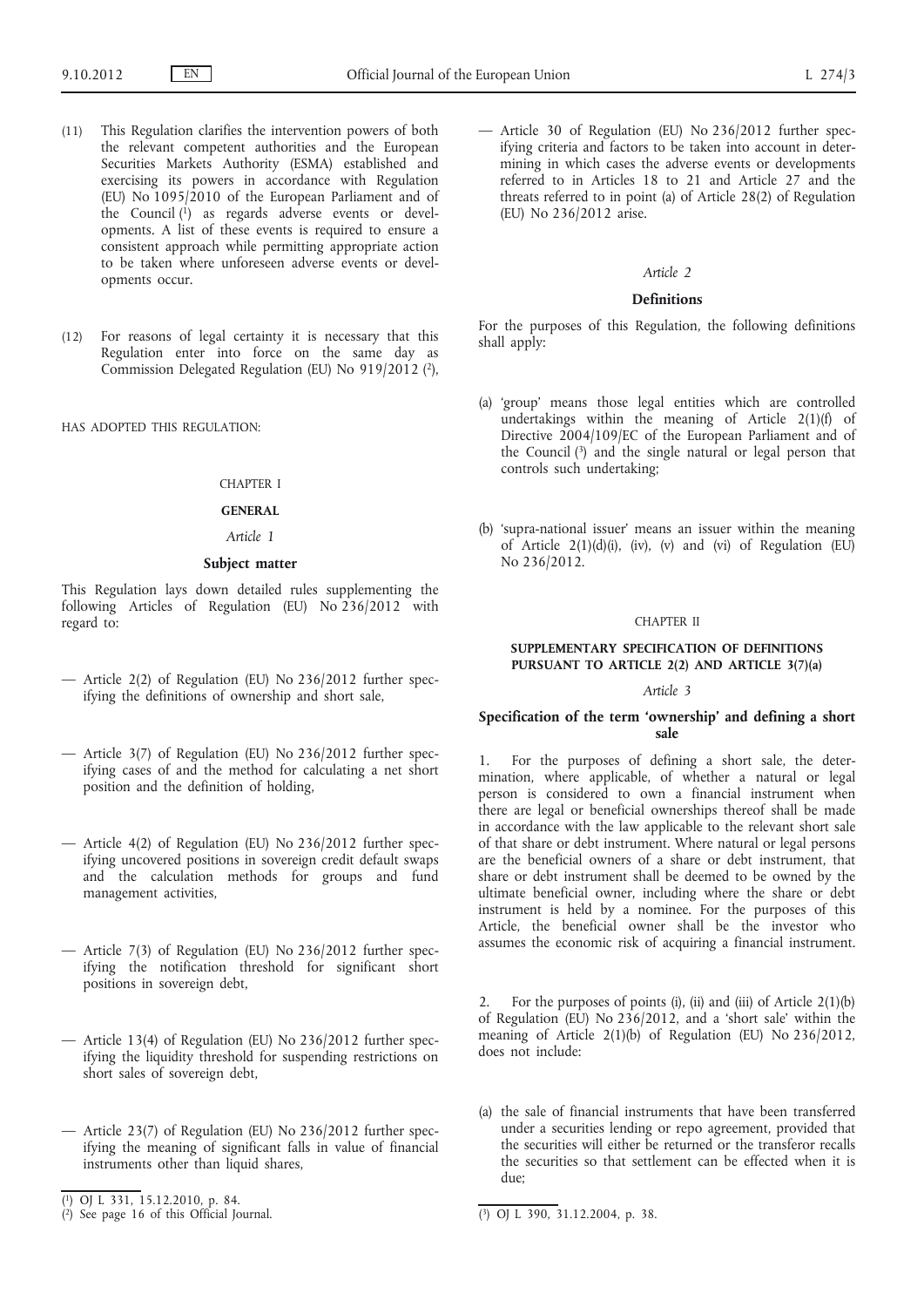(11) This Regulation clarifies the intervention powers of both the relevant competent authorities and the European Securities Markets Authority (ESMA) established and exercising its powers in accordance with Regulation (EU) No 1095/2010 of the European Parliament and of the Council [1] as regards adverse events or developments. A list of these events is required to ensure a consistent approach while permitting appropriate action to be taken where unforeseen adverse events or developments occur.

(12) For reasons of legal certainty it is necessary that this Regulation enter into force on the same day as Commission Delegated Regulation (EU) No 919/2012 [2],

HAS ADOPTED THIS REGULATION:

## CHAPTER I

## GENERAL

### *Article 1*

### Subject matter

This Regulation lays down detailed rules supplementing the following Articles of Regulation (EU) No 236/2012 with regard to:

— Article 2(2) of Regulation (EU) No 236/2012 further specifying the definitions of ownership and short sale,

— Article 3(7) of Regulation (EU) No 236/2012 further specifying cases of and the method for calculating a net short position and the definition of holding,

— Article 4(2) of Regulation (EU) No 236/2012 further specifying uncovered positions in sovereign credit default swaps and the calculation methods for groups and fund management activities,

— Article 7(3) of Regulation (EU) No 236/2012 further specifying the notification threshold for significant short positions in sovereign debt,

— Article 13(4) of Regulation (EU) No 236/2012 further specifying the liquidity threshold for suspending restrictions on short sales of sovereign debt,

— Article 23(7) of Regulation (EU) No 236/2012 further specifying the meaning of significant falls in value of financial instruments other than liquid shares,

— Article 30 of Regulation (EU) No 236/2012 further specifying criteria and factors to be taken into account in determining in which cases the adverse events or developments referred to in Articles 18 to 21 and Article 27 and the threats referred to in point (a) of Article 28(2) of Regulation (EU) No 236/2012 arise.

### *Article 2*

### Definitions

For the purposes of this Regulation, the following definitions shall apply:

(a) 'group' means those legal entities which are controlled undertakings within the meaning of Article 2(1)(f) of Directive 2004/109/EC of the European Parliament and of the Council [3] and the single natural or legal person that controls such undertaking;

(b) 'supra-national issuer' means an issuer within the meaning of Article 2(1)(d)(i), (iv), (v) and (vi) of Regulation (EU) No 236/2012.

## CHAPTER II

## SUPPLEMENTARY SPECIFICATION OF DEFINITIONS PURSUANT TO ARTICLE 2(2) AND ARTICLE 3(7)(a)

### *Article 3*

### Specification of the term 'ownership' and defining a short sale

1. For the purposes of defining a short sale, the determination, where applicable, of whether a natural or legal person is considered to own a financial instrument when there are legal or beneficial ownerships thereof shall be made in accordance with the law applicable to the relevant short sale of that share or debt instrument. Where natural or legal persons are the beneficial owners of a share or debt instrument, that share or debt instrument shall be deemed to be owned by the ultimate beneficial owner, including where the share or debt instrument is held by a nominee. For the purposes of this Article, the beneficial owner shall be the investor who assumes the economic risk of acquiring a financial instrument.

2. For the purposes of points (i), (ii) and (iii) of Article 2(1)(b) of Regulation (EU) No 236/2012, and a 'short sale' within the meaning of Article 2(1)(b) of Regulation (EU) No 236/2012, does not include:

(a) the sale of financial instruments that have been transferred under a securities lending or repo agreement, provided that the securities will either be returned or the transferor recalls the securities so that settlement can be effected when it is due;

---

[1] OJ L 331, 15.12.2010, p. 84.

[2] See page 16 of this Official Journal.

[3] OJ L 390, 31.12.2004, p. 38.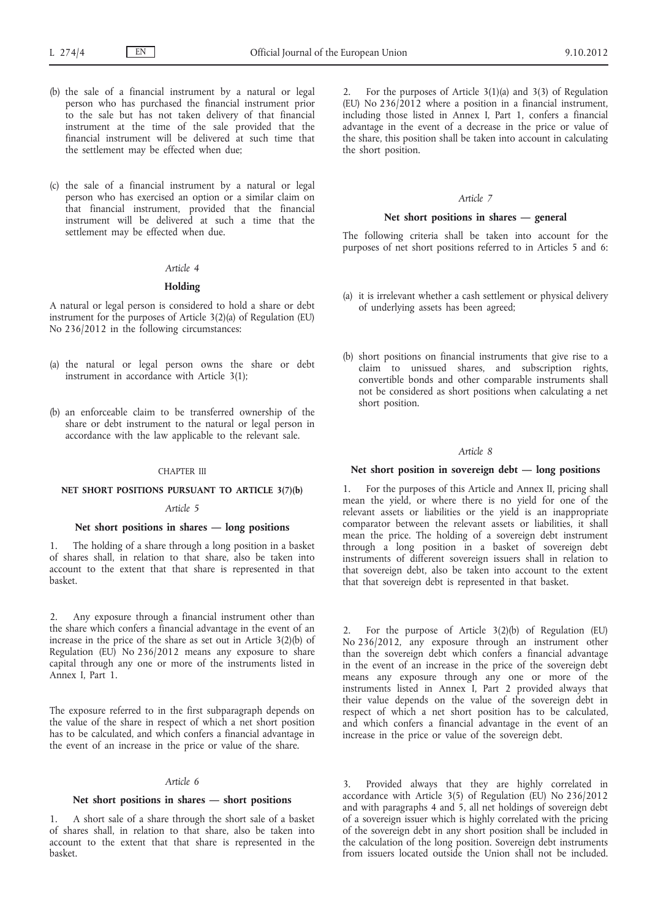(b) the sale of a financial instrument by a natural or legal person who has purchased the financial instrument prior to the sale but has not taken delivery of that financial instrument at the time of the sale provided that the financial instrument will be delivered at such time that the settlement may be effected when due;

(c) the sale of a financial instrument by a natural or legal person who has exercised an option or a similar claim on that financial instrument, provided that the financial instrument will be delivered at such a time that the settlement may be effected when due.

*Article 4*

**Holding**

A natural or legal person is considered to hold a share or debt instrument for the purposes of Article 3(2)(a) of Regulation (EU) No 236/2012 in the following circumstances:

(a) the natural or legal person owns the share or debt instrument in accordance with Article 3(1);

(b) an enforceable claim to be transferred ownership of the share or debt instrument to the natural or legal person in accordance with the law applicable to the relevant sale.

CHAPTER III

**NET SHORT POSITIONS PURSUANT TO ARTICLE 3(7)(b)**

*Article 5*

**Net short positions in shares — long positions**

1. The holding of a share through a long position in a basket of shares shall, in relation to that share, also be taken into account to the extent that that share is represented in that basket.

2. Any exposure through a financial instrument other than the share which confers a financial advantage in the event of an increase in the price of the share as set out in Article 3(2)(b) of Regulation (EU) No 236/2012 means any exposure to share capital through any one or more of the instruments listed in Annex I, Part 1.

The exposure referred to in the first subparagraph depends on the value of the share in respect of which a net short position has to be calculated, and which confers a financial advantage in the event of an increase in the price or value of the share.

*Article 6*

**Net short positions in shares — short positions**

1. A short sale of a share through the short sale of a basket of shares shall, in relation to that share, also be taken into account to the extent that that share is represented in the basket.

2. For the purposes of Article 3(1)(a) and 3(3) of Regulation (EU) No 236/2012 where a position in a financial instrument, including those listed in Annex I, Part 1, confers a financial advantage in the event of a decrease in the price or value of the share, this position shall be taken into account in calculating the short position.

*Article 7*

**Net short positions in shares — general**

The following criteria shall be taken into account for the purposes of net short positions referred to in Articles 5 and 6:

(a) it is irrelevant whether a cash settlement or physical delivery of underlying assets has been agreed;

(b) short positions on financial instruments that give rise to a claim to unissued shares, and subscription rights, convertible bonds and other comparable instruments shall not be considered as short positions when calculating a net short position.

*Article 8*

**Net short position in sovereign debt — long positions**

1. For the purposes of this Article and Annex II, pricing shall mean the yield, or where there is no yield for one of the relevant assets or liabilities or the yield is an inappropriate comparator between the relevant assets or liabilities, it shall mean the price. The holding of a sovereign debt instrument through a long position in a basket of sovereign debt instruments of different sovereign issuers shall in relation to that sovereign debt, also be taken into account to the extent that that sovereign debt is represented in that basket.

2. For the purpose of Article 3(2)(b) of Regulation (EU) No 236/2012, any exposure through an instrument other than the sovereign debt which confers a financial advantage in the event of an increase in the price of the sovereign debt means any exposure through any one or more of the instruments listed in Annex I, Part 2 provided always that their value depends on the value of the sovereign debt in respect of which a net short position has to be calculated, and which confers a financial advantage in the event of an increase in the price or value of the sovereign debt.

3. Provided always that they are highly correlated in accordance with Article 3(5) of Regulation (EU) No 236/2012 and with paragraphs 4 and 5, all net holdings of sovereign debt of a sovereign issuer which is highly correlated with the pricing of the sovereign debt in any short position shall be included in the calculation of the long position. Sovereign debt instruments from issuers located outside the Union shall not be included.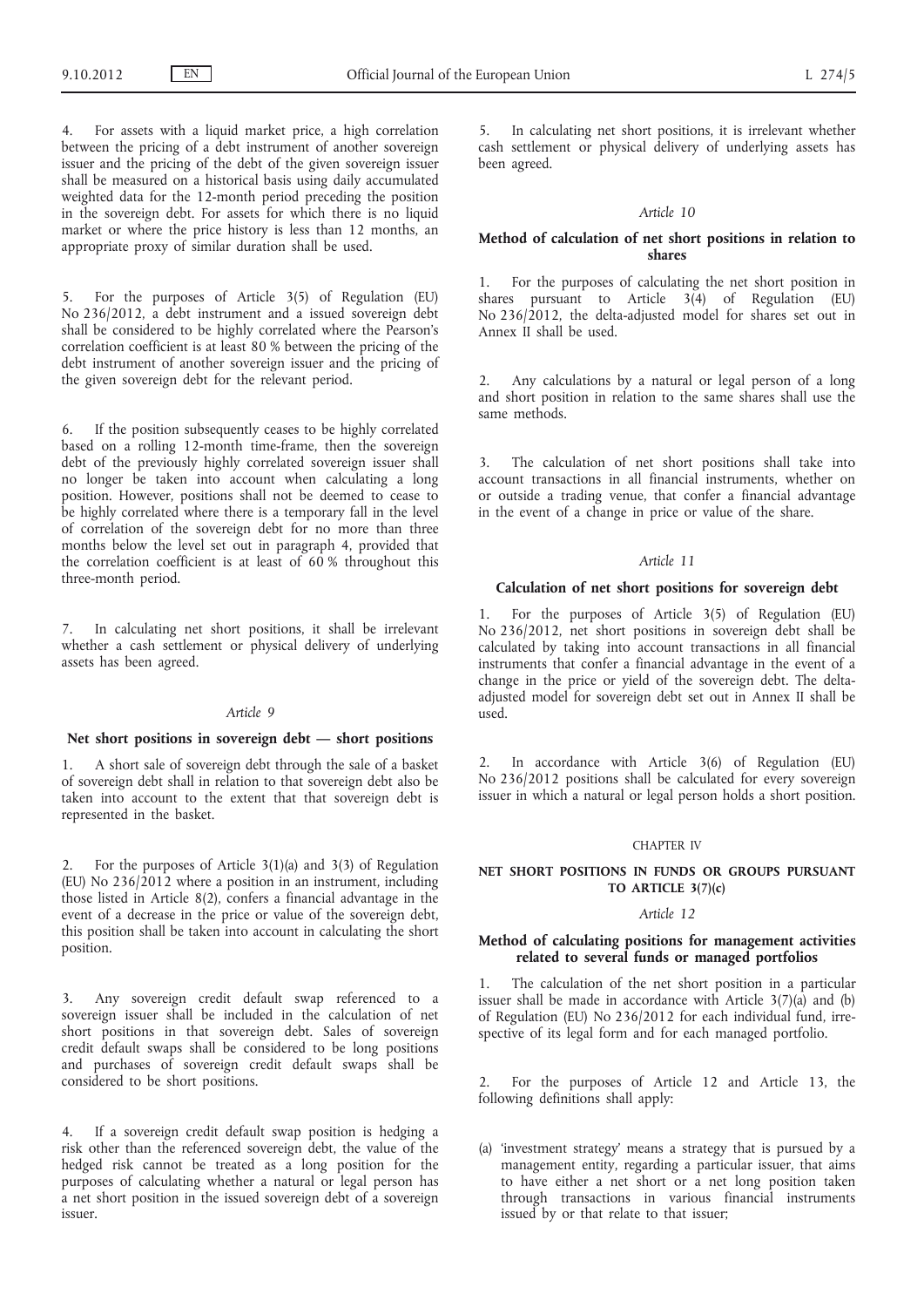4. For assets with a liquid market price, a high correlation between the pricing of a debt instrument of another sovereign issuer and the pricing of the debt of the given sovereign issuer shall be measured on a historical basis using daily accumulated weighted data for the 12-month period preceding the position in the sovereign debt. For assets for which there is no liquid market or where the price history is less than 12 months, an appropriate proxy of similar duration shall be used.

5. For the purposes of Article 3(5) of Regulation (EU) No 236/2012, a debt instrument and a issued sovereign debt shall be considered to be highly correlated where the Pearson's correlation coefficient is at least 80 % between the pricing of the debt instrument of another sovereign issuer and the pricing of the given sovereign debt for the relevant period.

6. If the position subsequently ceases to be highly correlated based on a rolling 12-month time-frame, then the sovereign debt of the previously highly correlated sovereign issuer shall no longer be taken into account when calculating a long position. However, positions shall not be deemed to cease to be highly correlated where there is a temporary fall in the level of correlation of the sovereign debt for no more than three months below the level set out in paragraph 4, provided that the correlation coefficient is at least of 60 % throughout this three-month period.

7. In calculating net short positions, it shall be irrelevant whether a cash settlement or physical delivery of underlying assets has been agreed.

*Article 9*

**Net short positions in sovereign debt — short positions**

1. A short sale of sovereign debt through the sale of a basket of sovereign debt shall in relation to that sovereign debt also be taken into account to the extent that that sovereign debt is represented in the basket.

2. For the purposes of Article 3(1)(a) and 3(3) of Regulation (EU) No 236/2012 where a position in an instrument, including those listed in Article 8(2), confers a financial advantage in the event of a decrease in the price or value of the sovereign debt, this position shall be taken into account in calculating the short position.

3. Any sovereign credit default swap referenced to a sovereign issuer shall be included in the calculation of net short positions in that sovereign debt. Sales of sovereign credit default swaps shall be considered to be long positions and purchases of sovereign credit default swaps shall be considered to be short positions.

4. If a sovereign credit default swap position is hedging a risk other than the referenced sovereign debt, the value of the hedged risk cannot be treated as a long position for the purposes of calculating whether a natural or legal person has a net short position in the issued sovereign debt of a sovereign issuer.

5. In calculating net short positions, it is irrelevant whether cash settlement or physical delivery of underlying assets has been agreed.

*Article 10*

**Method of calculation of net short positions in relation to shares**

1. For the purposes of calculating the net short position in shares pursuant to Article 3(4) of Regulation (EU) No 236/2012, the delta-adjusted model for shares set out in Annex II shall be used.

2. Any calculations by a natural or legal person of a long and short position in relation to the same shares shall use the same methods.

3. The calculation of net short positions shall take into account transactions in all financial instruments, whether on or outside a trading venue, that confer a financial advantage in the event of a change in price or value of the share.

*Article 11*

**Calculation of net short positions for sovereign debt**

1. For the purposes of Article 3(5) of Regulation (EU) No 236/2012, net short positions in sovereign debt shall be calculated by taking into account transactions in all financial instruments that confer a financial advantage in the event of a change in the price or yield of the sovereign debt. The delta-adjusted model for sovereign debt set out in Annex II shall be used.

2. In accordance with Article 3(6) of Regulation (EU) No 236/2012 positions shall be calculated for every sovereign issuer in which a natural or legal person holds a short position.

CHAPTER IV

**NET SHORT POSITIONS IN FUNDS OR GROUPS PURSUANT TO ARTICLE 3(7)(c)**

*Article 12*

**Method of calculating positions for management activities related to several funds or managed portfolios**

1. The calculation of the net short position in a particular issuer shall be made in accordance with Article 3(7)(a) and (b) of Regulation (EU) No 236/2012 for each individual fund, irrespective of its legal form and for each managed portfolio.

2. For the purposes of Article 12 and Article 13, the following definitions shall apply:

(a) 'investment strategy' means a strategy that is pursued by a management entity, regarding a particular issuer, that aims to have either a net short or a net long position taken through transactions in various financial instruments issued by or that relate to that issuer;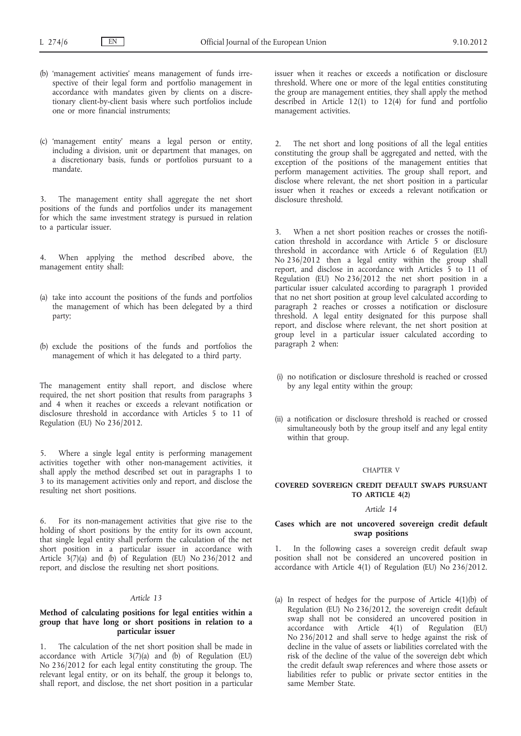(b) 'management activities' means management of funds irrespective of their legal form and portfolio management in accordance with mandates given by clients on a discretionary client-by-client basis where such portfolios include one or more financial instruments;

(c) 'management entity' means a legal person or entity, including a division, unit or department that manages, on a discretionary basis, funds or portfolios pursuant to a mandate.

3. The management entity shall aggregate the net short positions of the funds and portfolios under its management for which the same investment strategy is pursued in relation to a particular issuer.

4. When applying the method described above, the management entity shall:

(a) take into account the positions of the funds and portfolios the management of which has been delegated by a third party;

(b) exclude the positions of the funds and portfolios the management of which it has delegated to a third party.

The management entity shall report, and disclose where required, the net short position that results from paragraphs 3 and 4 when it reaches or exceeds a relevant notification or disclosure threshold in accordance with Articles 5 to 11 of Regulation (EU) No 236/2012.

5. Where a single legal entity is performing management activities together with other non-management activities, it shall apply the method described set out in paragraphs 1 to 3 to its management activities only and report, and disclose the resulting net short positions.

6. For its non-management activities that give rise to the holding of short positions by the entity for its own account, that single legal entity shall perform the calculation of the net short position in a particular issuer in accordance with Article 3(7)(a) and (b) of Regulation (EU) No 236/2012 and report, and disclose the resulting net short positions.

*Article 13*

**Method of calculating positions for legal entities within a group that have long or short positions in relation to a particular issuer**

1. The calculation of the net short position shall be made in accordance with Article 3(7)(a) and (b) of Regulation (EU) No 236/2012 for each legal entity constituting the group. The relevant legal entity, or on its behalf, the group it belongs to, shall report, and disclose, the net short position in a particular issuer when it reaches or exceeds a notification or disclosure threshold. Where one or more of the legal entities constituting the group are management entities, they shall apply the method described in Article 12(1) to 12(4) for fund and portfolio management activities.

2. The net short and long positions of all the legal entities constituting the group shall be aggregated and netted, with the exception of the positions of the management entities that perform management activities. The group shall report, and disclose where relevant, the net short position in a particular issuer when it reaches or exceeds a relevant notification or disclosure threshold.

3. When a net short position reaches or crosses the notification threshold in accordance with Article 5 or disclosure threshold in accordance with Article 6 of Regulation (EU) No 236/2012 then a legal entity within the group shall report, and disclose in accordance with Articles 5 to 11 of Regulation (EU) No 236/2012 the net short position in a particular issuer calculated according to paragraph 1 provided that no net short position at group level calculated according to paragraph 2 reaches or crosses a notification or disclosure threshold. A legal entity designated for this purpose shall report, and disclose where relevant, the net short position at group level in a particular issuer calculated according to paragraph 2 when:

(i) no notification or disclosure threshold is reached or crossed by any legal entity within the group;

(ii) a notification or disclosure threshold is reached or crossed simultaneously both by the group itself and any legal entity within that group.

CHAPTER V

**COVERED SOVEREIGN CREDIT DEFAULT SWAPS PURSUANT TO ARTICLE 4(2)**

*Article 14*

**Cases which are not uncovered sovereign credit default swap positions**

1. In the following cases a sovereign credit default swap position shall not be considered an uncovered position in accordance with Article 4(1) of Regulation (EU) No 236/2012.

(a) In respect of hedges for the purpose of Article 4(1)(b) of Regulation (EU) No 236/2012, the sovereign credit default swap shall not be considered an uncovered position in accordance with Article 4(1) of Regulation (EU) No 236/2012 and shall serve to hedge against the risk of decline in the value of assets or liabilities correlated with the risk of the decline of the value of the sovereign debt which the credit default swap references and where those assets or liabilities refer to public or private sector entities in the same Member State.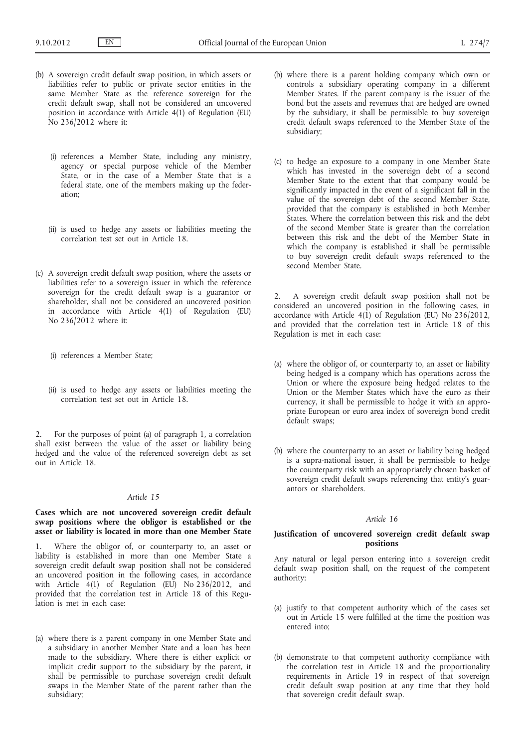(b) A sovereign credit default swap position, in which assets or liabilities refer to public or private sector entities in the same Member State as the reference sovereign for the credit default swap, shall not be considered an uncovered position in accordance with Article 4(1) of Regulation (EU) No 236/2012 where it:

(i) references a Member State, including any ministry, agency or special purpose vehicle of the Member State, or in the case of a Member State that is a federal state, one of the members making up the federation;

(ii) is used to hedge any assets or liabilities meeting the correlation test set out in Article 18.

(c) A sovereign credit default swap position, where the assets or liabilities refer to a sovereign issuer in which the reference sovereign for the credit default swap is a guarantor or shareholder, shall not be considered an uncovered position in accordance with Article 4(1) of Regulation (EU) No 236/2012 where it:

(i) references a Member State;

(ii) is used to hedge any assets or liabilities meeting the correlation test set out in Article 18.

2. For the purposes of point (a) of paragraph 1, a correlation shall exist between the value of the asset or liability being hedged and the value of the referenced sovereign debt as set out in Article 18.

*Article 15*

**Cases which are not uncovered sovereign credit default swap positions where the obligor is established or the asset or liability is located in more than one Member State**

1. Where the obligor of, or counterparty to, an asset or liability is established in more than one Member State a sovereign credit default swap position shall not be considered an uncovered position in the following cases, in accordance with Article 4(1) of Regulation (EU) No 236/2012, and provided that the correlation test in Article 18 of this Regulation is met in each case:

(a) where there is a parent company in one Member State and a subsidiary in another Member State and a loan has been made to the subsidiary. Where there is either explicit or implicit credit support to the subsidiary by the parent, it shall be permissible to purchase sovereign credit default swaps in the Member State of the parent rather than the subsidiary;

(b) where there is a parent holding company which own or controls a subsidiary operating company in a different Member States. If the parent company is the issuer of the bond but the assets and revenues that are hedged are owned by the subsidiary, it shall be permissible to buy sovereign credit default swaps referenced to the Member State of the subsidiary;

(c) to hedge an exposure to a company in one Member State which has invested in the sovereign debt of a second Member State to the extent that that company would be significantly impacted in the event of a significant fall in the value of the sovereign debt of the second Member State, provided that the company is established in both Member States. Where the correlation between this risk and the debt of the second Member State is greater than the correlation between this risk and the debt of the Member State in which the company is established it shall be permissible to buy sovereign credit default swaps referenced to the second Member State.

2. A sovereign credit default swap position shall not be considered an uncovered position in the following cases, in accordance with Article 4(1) of Regulation (EU) No 236/2012, and provided that the correlation test in Article 18 of this Regulation is met in each case:

(a) where the obligor of, or counterparty to, an asset or liability being hedged is a company which has operations across the Union or where the exposure being hedged relates to the Union or the Member States which have the euro as their currency, it shall be permissible to hedge it with an appropriate European or euro area index of sovereign bond credit default swaps;

(b) where the counterparty to an asset or liability being hedged is a supra-national issuer, it shall be permissible to hedge the counterparty risk with an appropriately chosen basket of sovereign credit default swaps referencing that entity's guarantors or shareholders.

*Article 16*

**Justification of uncovered sovereign credit default swap positions**

Any natural or legal person entering into a sovereign credit default swap position shall, on the request of the competent authority:

(a) justify to that competent authority which of the cases set out in Article 15 were fulfilled at the time the position was entered into;

(b) demonstrate to that competent authority compliance with the correlation test in Article 18 and the proportionality requirements in Article 19 in respect of that sovereign credit default swap position at any time that they hold that sovereign credit default swap.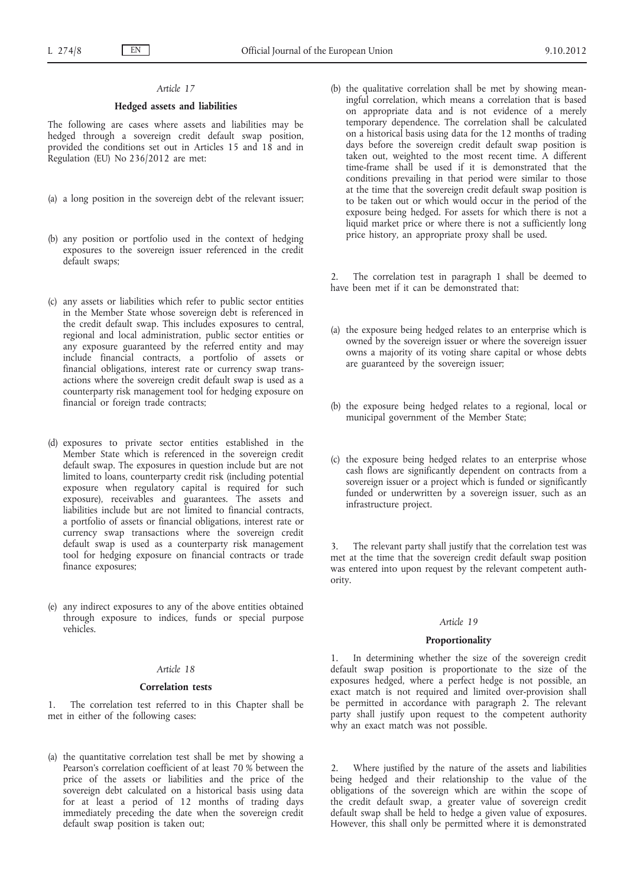*Article 17*

**Hedged assets and liabilities**

The following are cases where assets and liabilities may be hedged through a sovereign credit default swap position, provided the conditions set out in Articles 15 and 18 and in Regulation (EU) No 236/2012 are met:

(a) a long position in the sovereign debt of the relevant issuer;

(b) any position or portfolio used in the context of hedging exposures to the sovereign issuer referenced in the credit default swaps;

(c) any assets or liabilities which refer to public sector entities in the Member State whose sovereign debt is referenced in the credit default swap. This includes exposures to central, regional and local administration, public sector entities or any exposure guaranteed by the referred entity and may include financial contracts, a portfolio of assets or financial obligations, interest rate or currency swap transactions where the sovereign credit default swap is used as a counterparty risk management tool for hedging exposure on financial or foreign trade contracts;

(d) exposures to private sector entities established in the Member State which is referenced in the sovereign credit default swap. The exposures in question include but are not limited to loans, counterparty credit risk (including potential exposure when regulatory capital is required for such exposure), receivables and guarantees. The assets and liabilities include but are not limited to financial contracts, a portfolio of assets or financial obligations, interest rate or currency swap transactions where the sovereign credit default swap is used as a counterparty risk management tool for hedging exposure on financial contracts or trade finance exposures;

(e) any indirect exposures to any of the above entities obtained through exposure to indices, funds or special purpose vehicles.

*Article 18*

**Correlation tests**

1. The correlation test referred to in this Chapter shall be met in either of the following cases:

(a) the quantitative correlation test shall be met by showing a Pearson's correlation coefficient of at least 70 % between the price of the assets or liabilities and the price of the sovereign debt calculated on a historical basis using data for at least a period of 12 months of trading days immediately preceding the date when the sovereign credit default swap position is taken out;

(b) the qualitative correlation shall be met by showing meaningful correlation, which means a correlation that is based on appropriate data and is not evidence of a merely temporary dependence. The correlation shall be calculated on a historical basis using data for the 12 months of trading days before the sovereign credit default swap position is taken out, weighted to the most recent time. A different time-frame shall be used if it is demonstrated that the conditions prevailing in that period were similar to those at the time that the sovereign credit default swap position is to be taken out or which would occur in the period of the exposure being hedged. For assets for which there is not a liquid market price or where there is not a sufficiently long price history, an appropriate proxy shall be used.

2. The correlation test in paragraph 1 shall be deemed to have been met if it can be demonstrated that:

(a) the exposure being hedged relates to an enterprise which is owned by the sovereign issuer or where the sovereign issuer owns a majority of its voting share capital or whose debts are guaranteed by the sovereign issuer;

(b) the exposure being hedged relates to a regional, local or municipal government of the Member State;

(c) the exposure being hedged relates to an enterprise whose cash flows are significantly dependent on contracts from a sovereign issuer or a project which is funded or significantly funded or underwritten by a sovereign issuer, such as an infrastructure project.

3. The relevant party shall justify that the correlation test was met at the time that the sovereign credit default swap position was entered into upon request by the relevant competent authority.

*Article 19*

**Proportionality**

1. In determining whether the size of the sovereign credit default swap position is proportionate to the size of the exposures hedged, where a perfect hedge is not possible, an exact match is not required and limited over-provision shall be permitted in accordance with paragraph 2. The relevant party shall justify upon request to the competent authority why an exact match was not possible.

2. Where justified by the nature of the assets and liabilities being hedged and their relationship to the value of the obligations of the sovereign which are within the scope of the credit default swap, a greater value of sovereign credit default swap shall be held to hedge a given value of exposures. However, this shall only be permitted where it is demonstrated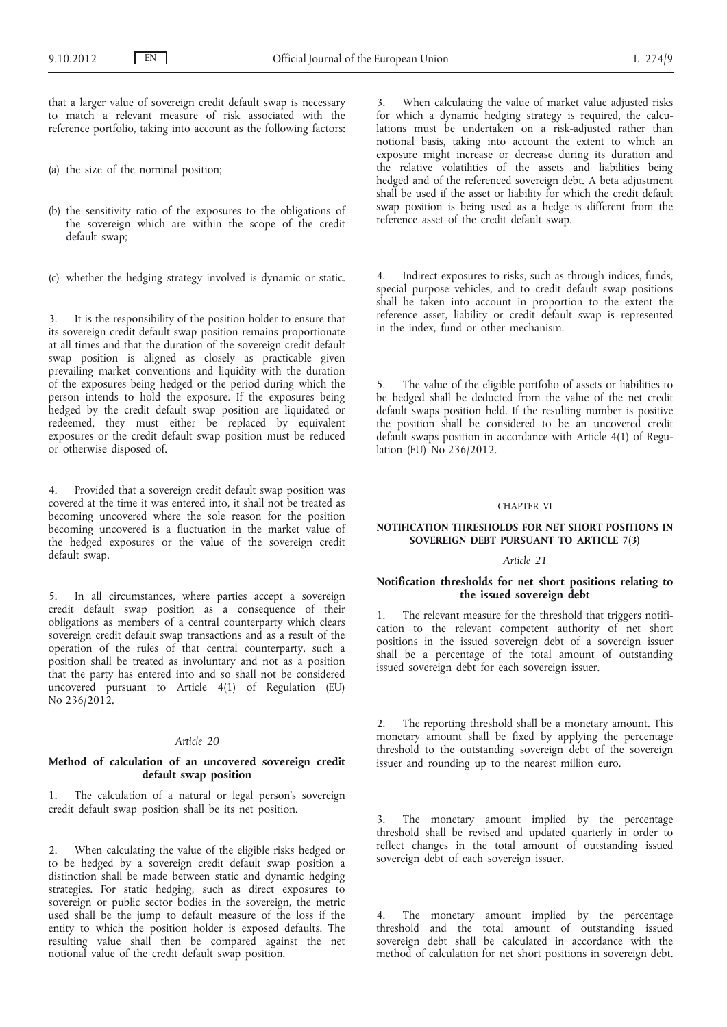that a larger value of sovereign credit default swap is necessary to match a relevant measure of risk associated with the reference portfolio, taking into account as the following factors:

(a) the size of the nominal position;

(b) the sensitivity ratio of the exposures to the obligations of the sovereign which are within the scope of the credit default swap;

(c) whether the hedging strategy involved is dynamic or static.

3. It is the responsibility of the position holder to ensure that its sovereign credit default swap position remains proportionate at all times and that the duration of the sovereign credit default swap position is aligned as closely as practicable given prevailing market conventions and liquidity with the duration of the exposures being hedged or the period during which the person intends to hold the exposure. If the exposures being hedged by the credit default swap position are liquidated or redeemed, they must either be replaced by equivalent exposures or the credit default swap position must be reduced or otherwise disposed of.

4. Provided that a sovereign credit default swap position was covered at the time it was entered into, it shall not be treated as becoming uncovered where the sole reason for the position becoming uncovered is a fluctuation in the market value of the hedged exposures or the value of the sovereign credit default swap.

5. In all circumstances, where parties accept a sovereign credit default swap position as a consequence of their obligations as members of a central counterparty which clears sovereign credit default swap transactions and as a result of the operation of the rules of that central counterparty, such a position shall be treated as involuntary and not as a position that the party has entered into and so shall not be considered uncovered pursuant to Article 4(1) of Regulation (EU) No 236/2012.

*Article 20*

**Method of calculation of an uncovered sovereign credit default swap position**

1. The calculation of a natural or legal person's sovereign credit default swap position shall be its net position.

2. When calculating the value of the eligible risks hedged or to be hedged by a sovereign credit default swap position a distinction shall be made between static and dynamic hedging strategies. For static hedging, such as direct exposures to sovereign or public sector bodies in the sovereign, the metric used shall be the jump to default measure of the loss if the entity to which the position holder is exposed defaults. The resulting value shall then be compared against the net notional value of the credit default swap position.

3. When calculating the value of market value adjusted risks for which a dynamic hedging strategy is required, the calculations must be undertaken on a risk-adjusted rather than notional basis, taking into account the extent to which an exposure might increase or decrease during its duration and the relative volatilities of the assets and liabilities being hedged and of the referenced sovereign debt. A beta adjustment shall be used if the asset or liability for which the credit default swap position is being used as a hedge is different from the reference asset of the credit default swap.

4. Indirect exposures to risks, such as through indices, funds, special purpose vehicles, and to credit default swap positions shall be taken into account in proportion to the extent the reference asset, liability or credit default swap is represented in the index, fund or other mechanism.

5. The value of the eligible portfolio of assets or liabilities to be hedged shall be deducted from the value of the net credit default swaps position held. If the resulting number is positive the position shall be considered to be an uncovered credit default swaps position in accordance with Article 4(1) of Regulation (EU) No 236/2012.

CHAPTER VI

**NOTIFICATION THRESHOLDS FOR NET SHORT POSITIONS IN SOVEREIGN DEBT PURSUANT TO ARTICLE 7(3)**

*Article 21*

**Notification thresholds for net short positions relating to the issued sovereign debt**

1. The relevant measure for the threshold that triggers notification to the relevant competent authority of net short positions in the issued sovereign debt of a sovereign issuer shall be a percentage of the total amount of outstanding issued sovereign debt for each sovereign issuer.

2. The reporting threshold shall be a monetary amount. This monetary amount shall be fixed by applying the percentage threshold to the outstanding sovereign debt of the sovereign issuer and rounding up to the nearest million euro.

3. The monetary amount implied by the percentage threshold shall be revised and updated quarterly in order to reflect changes in the total amount of outstanding issued sovereign debt of each sovereign issuer.

4. The monetary amount implied by the percentage threshold and the total amount of outstanding issued sovereign debt shall be calculated in accordance with the method of calculation for net short positions in sovereign debt.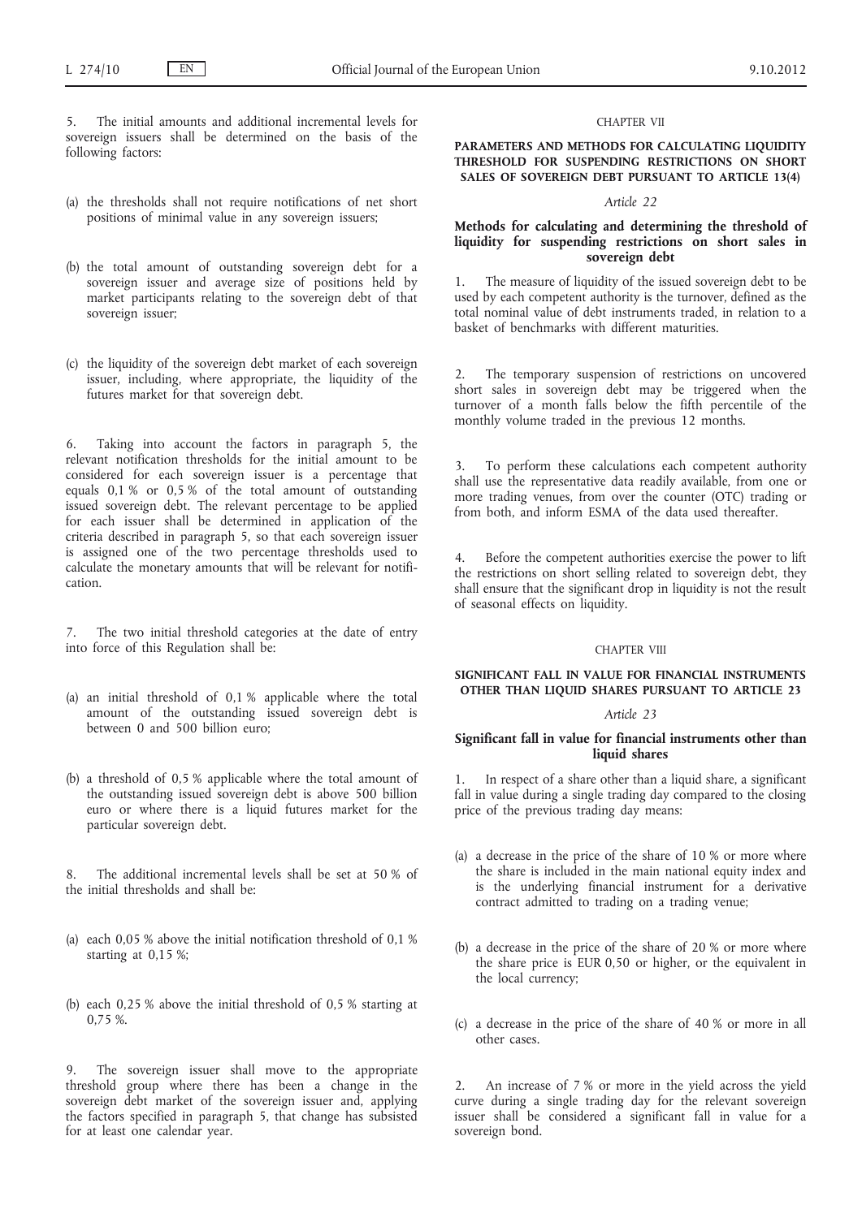5. The initial amounts and additional incremental levels for sovereign issuers shall be determined on the basis of the following factors:

(a) the thresholds shall not require notifications of net short positions of minimal value in any sovereign issuers;

(b) the total amount of outstanding sovereign debt for a sovereign issuer and average size of positions held by market participants relating to the sovereign debt of that sovereign issuer;

(c) the liquidity of the sovereign debt market of each sovereign issuer, including, where appropriate, the liquidity of the futures market for that sovereign debt.

6. Taking into account the factors in paragraph 5, the relevant notification thresholds for the initial amount to be considered for each sovereign issuer is a percentage that equals 0,1 % or 0,5 % of the total amount of outstanding issued sovereign debt. The relevant percentage to be applied for each issuer shall be determined in application of the criteria described in paragraph 5, so that each sovereign issuer is assigned one of the two percentage thresholds used to calculate the monetary amounts that will be relevant for notification.

7. The two initial threshold categories at the date of entry into force of this Regulation shall be:

(a) an initial threshold of 0,1 % applicable where the total amount of the outstanding issued sovereign debt is between 0 and 500 billion euro;

(b) a threshold of 0,5 % applicable where the total amount of the outstanding issued sovereign debt is above 500 billion euro or where there is a liquid futures market for the particular sovereign debt.

8. The additional incremental levels shall be set at 50 % of the initial thresholds and shall be:

(a) each 0,05 % above the initial notification threshold of 0,1 % starting at 0,15 %;

(b) each 0,25 % above the initial threshold of 0,5 % starting at 0,75 %.

9. The sovereign issuer shall move to the appropriate threshold group where there has been a change in the sovereign debt market of the sovereign issuer and, applying the factors specified in paragraph 5, that change has subsisted for at least one calendar year.

CHAPTER VII

## PARAMETERS AND METHODS FOR CALCULATING LIQUIDITY THRESHOLD FOR SUSPENDING RESTRICTIONS ON SHORT SALES OF SOVEREIGN DEBT PURSUANT TO ARTICLE 13(4)

*Article 22*

### Methods for calculating and determining the threshold of liquidity for suspending restrictions on short sales in sovereign debt

1. The measure of liquidity of the issued sovereign debt to be used by each competent authority is the turnover, defined as the total nominal value of debt instruments traded, in relation to a basket of benchmarks with different maturities.

2. The temporary suspension of restrictions on uncovered short sales in sovereign debt may be triggered when the turnover of a month falls below the fifth percentile of the monthly volume traded in the previous 12 months.

3. To perform these calculations each competent authority shall use the representative data readily available, from one or more trading venues, from over the counter (OTC) trading or from both, and inform ESMA of the data used thereafter.

4. Before the competent authorities exercise the power to lift the restrictions on short selling related to sovereign debt, they shall ensure that the significant drop in liquidity is not the result of seasonal effects on liquidity.

CHAPTER VIII

## SIGNIFICANT FALL IN VALUE FOR FINANCIAL INSTRUMENTS OTHER THAN LIQUID SHARES PURSUANT TO ARTICLE 23

*Article 23*

### Significant fall in value for financial instruments other than liquid shares

1. In respect of a share other than a liquid share, a significant fall in value during a single trading day compared to the closing price of the previous trading day means:

(a) a decrease in the price of the share of 10 % or more where the share is included in the main national equity index and is the underlying financial instrument for a derivative contract admitted to trading on a trading venue;

(b) a decrease in the price of the share of 20 % or more where the share price is EUR 0,50 or higher, or the equivalent in the local currency;

(c) a decrease in the price of the share of 40 % or more in all other cases.

2. An increase of 7 % or more in the yield across the yield curve during a single trading day for the relevant sovereign issuer shall be considered a significant fall in value for a sovereign bond.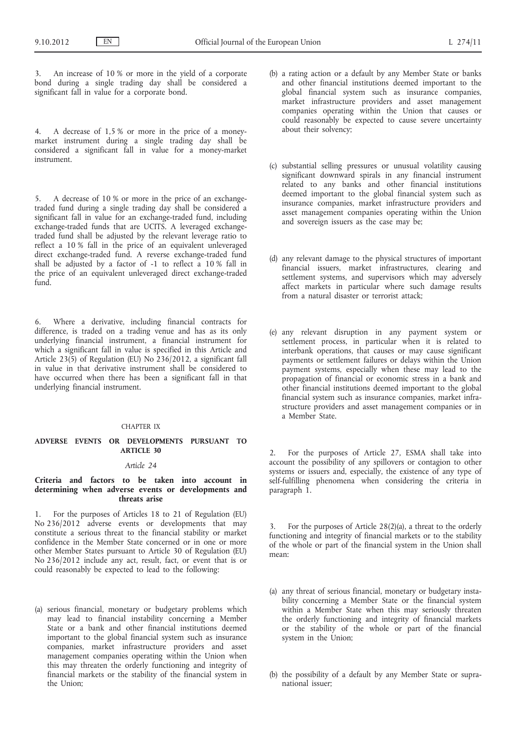3. An increase of 10 % or more in the yield of a corporate bond during a single trading day shall be considered a significant fall in value for a corporate bond.

4. A decrease of 1,5 % or more in the price of a money-market instrument during a single trading day shall be considered a significant fall in value for a money-market instrument.

5. A decrease of 10 % or more in the price of an exchange-traded fund during a single trading day shall be considered a significant fall in value for an exchange-traded fund, including exchange-traded funds that are UCITS. A leveraged exchange-traded fund shall be adjusted by the relevant leverage ratio to reflect a 10 % fall in the price of an equivalent unleveraged direct exchange-traded fund. A reverse exchange-traded fund shall be adjusted by a factor of -1 to reflect a 10 % fall in the price of an equivalent unleveraged direct exchange-traded fund.

6. Where a derivative, including financial contracts for difference, is traded on a trading venue and has as its only underlying financial instrument, a financial instrument for which a significant fall in value is specified in this Article and Article 23(5) of Regulation (EU) No 236/2012, a significant fall in value in that derivative instrument shall be considered to have occurred when there has been a significant fall in that underlying financial instrument.

CHAPTER IX

## ADVERSE EVENTS OR DEVELOPMENTS PURSUANT TO ARTICLE 30

*Article 24*

### Criteria and factors to be taken into account in determining when adverse events or developments and threats arise

1. For the purposes of Articles 18 to 21 of Regulation (EU) No 236/2012 adverse events or developments that may constitute a serious threat to the financial stability or market confidence in the Member State concerned or in one or more other Member States pursuant to Article 30 of Regulation (EU) No 236/2012 include any act, result, fact, or event that is or could reasonably be expected to lead to the following:

(a) serious financial, monetary or budgetary problems which may lead to financial instability concerning a Member State or a bank and other financial institutions deemed important to the global financial system such as insurance companies, market infrastructure providers and asset management companies operating within the Union when this may threaten the orderly functioning and integrity of financial markets or the stability of the financial system in the Union;

(b) a rating action or a default by any Member State or banks and other financial institutions deemed important to the global financial system such as insurance companies, market infrastructure providers and asset management companies operating within the Union that causes or could reasonably be expected to cause severe uncertainty about their solvency;

(c) substantial selling pressures or unusual volatility causing significant downward spirals in any financial instrument related to any banks and other financial institutions deemed important to the global financial system such as insurance companies, market infrastructure providers and asset management companies operating within the Union and sovereign issuers as the case may be;

(d) any relevant damage to the physical structures of important financial issuers, market infrastructures, clearing and settlement systems, and supervisors which may adversely affect markets in particular where such damage results from a natural disaster or terrorist attack;

(e) any relevant disruption in any payment system or settlement process, in particular when it is related to interbank operations, that causes or may cause significant payments or settlement failures or delays within the Union payment systems, especially when these may lead to the propagation of financial or economic stress in a bank and other financial institutions deemed important to the global financial system such as insurance companies, market infrastructure providers and asset management companies or in a Member State.

2. For the purposes of Article 27, ESMA shall take into account the possibility of any spillovers or contagion to other systems or issuers and, especially, the existence of any type of self-fulfilling phenomena when considering the criteria in paragraph 1.

3. For the purposes of Article 28(2)(a), a threat to the orderly functioning and integrity of financial markets or to the stability of the whole or part of the financial system in the Union shall mean:

(a) any threat of serious financial, monetary or budgetary instability concerning a Member State or the financial system within a Member State when this may seriously threaten the orderly functioning and integrity of financial markets or the stability of the whole or part of the financial system in the Union;

(b) the possibility of a default by any Member State or supranational issuer;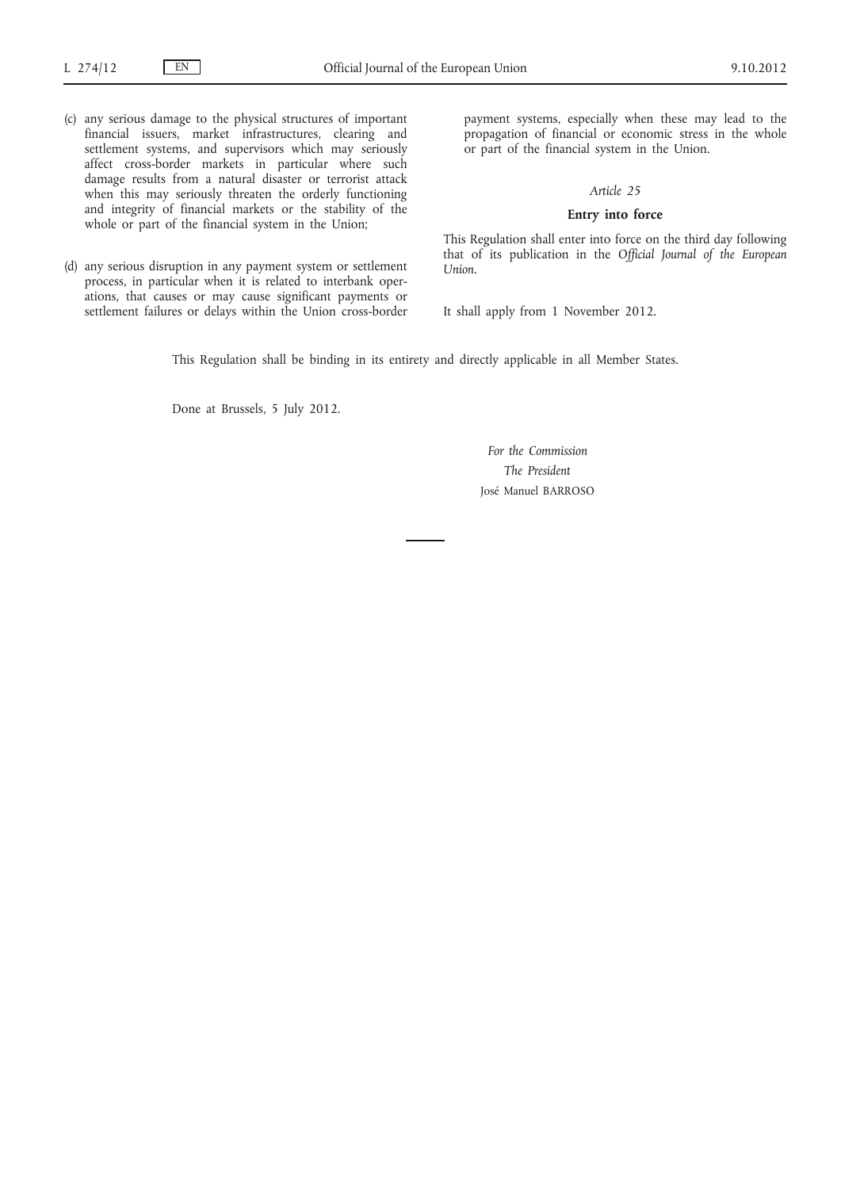(c) any serious damage to the physical structures of important financial issuers, market infrastructures, clearing and settlement systems, and supervisors which may seriously affect cross-border markets in particular where such damage results from a natural disaster or terrorist attack when this may seriously threaten the orderly functioning and integrity of financial markets or the stability of the whole or part of the financial system in the Union;

(d) any serious disruption in any payment system or settlement process, in particular when it is related to interbank operations, that causes or may cause significant payments or settlement failures or delays within the Union cross-border payment systems, especially when these may lead to the propagation of financial or economic stress in the whole or part of the financial system in the Union.

*Article 25*

**Entry into force**

This Regulation shall enter into force on the third day following that of its publication in the *Official Journal of the European Union*.

It shall apply from 1 November 2012.

This Regulation shall be binding in its entirety and directly applicable in all Member States.

Done at Brussels, 5 July 2012.

*For the Commission*
*The President*
José Manuel BARROSO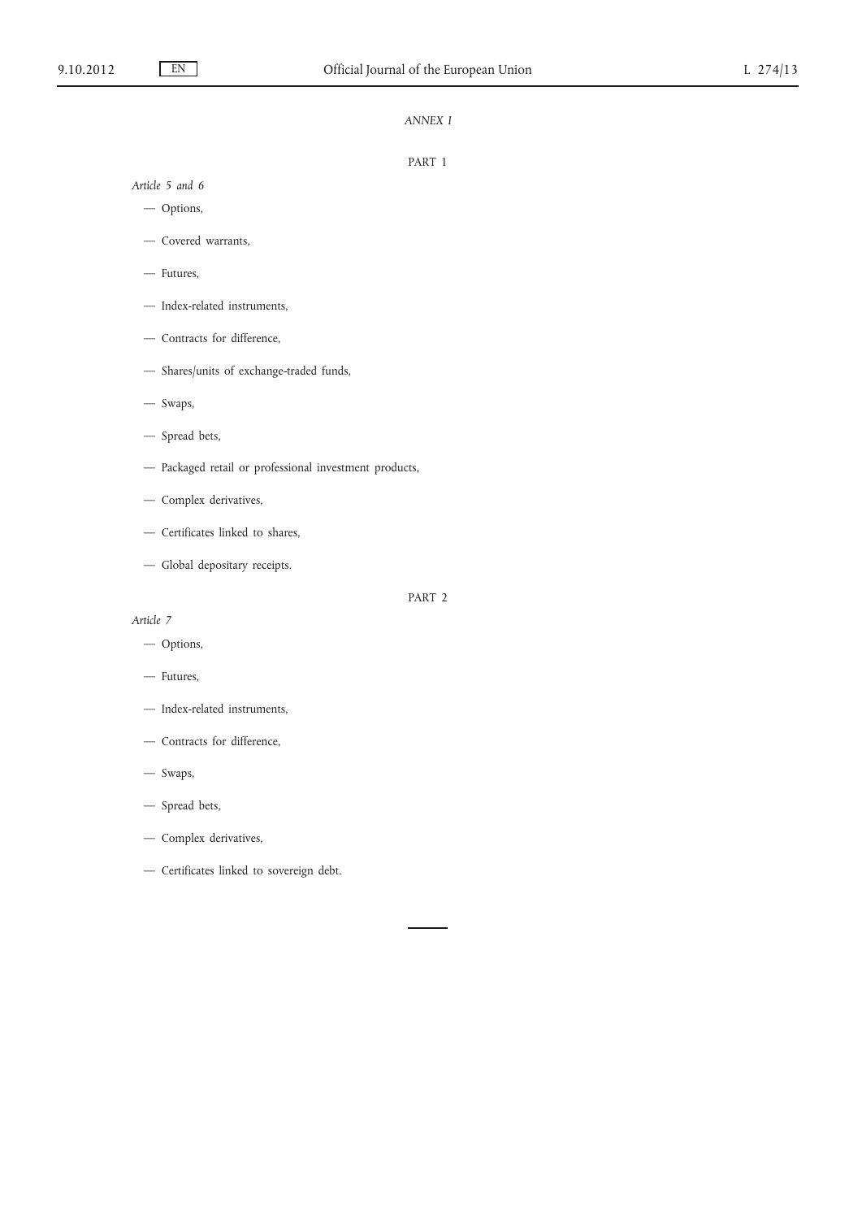*ANNEX I*

PART 1

*Article 5 and 6*

- Options,
- Covered warrants,
- Futures,
- Index-related instruments,
- Contracts for difference,
- Shares/units of exchange-traded funds,
- Swaps,
- Spread bets,
- Packaged retail or professional investment products,
- Complex derivatives,
- Certificates linked to shares,
- Global depositary receipts.

PART 2

*Article 7*

- Options,
- Futures,
- Index-related instruments,
- Contracts for difference,
- Swaps,
- Spread bets,
- Complex derivatives,
- Certificates linked to sovereign debt.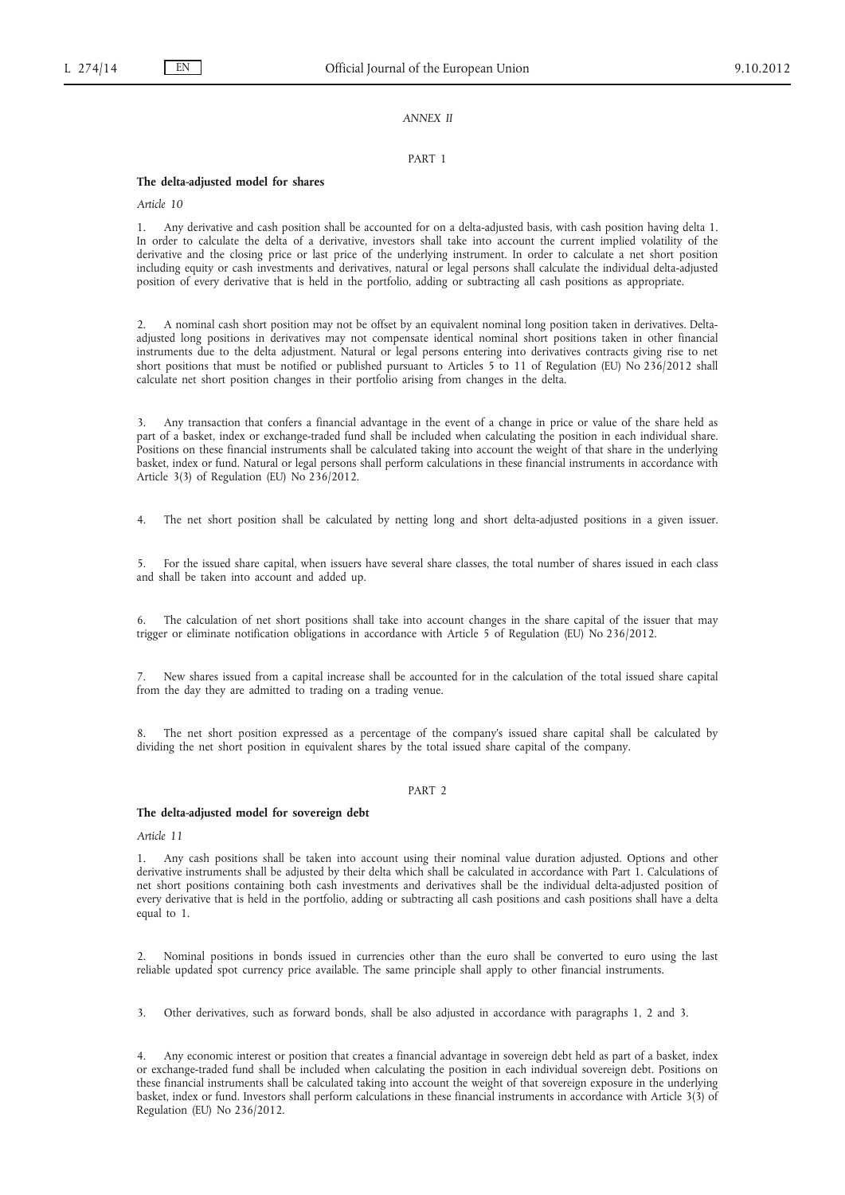*ANNEX II*

PART 1

**The delta-adjusted model for shares**

*Article 10*

1. Any derivative and cash position shall be accounted for on a delta-adjusted basis, with cash position having delta 1. In order to calculate the delta of a derivative, investors shall take into account the current implied volatility of the derivative and the closing price or last price of the underlying instrument. In order to calculate a net short position including equity or cash investments and derivatives, natural or legal persons shall calculate the individual delta-adjusted position of every derivative that is held in the portfolio, adding or subtracting all cash positions as appropriate.

2. A nominal cash short position may not be offset by an equivalent nominal long position taken in derivatives. Delta-adjusted long positions in derivatives may not compensate identical nominal short positions taken in other financial instruments due to the delta adjustment. Natural or legal persons entering into derivatives contracts giving rise to net short positions that must be notified or published pursuant to Articles 5 to 11 of Regulation (EU) No 236/2012 shall calculate net short position changes in their portfolio arising from changes in the delta.

3. Any transaction that confers a financial advantage in the event of a change in price or value of the share held as part of a basket, index or exchange-traded fund shall be included when calculating the position in each individual share. Positions on these financial instruments shall be calculated taking into account the weight of that share in the underlying basket, index or fund. Natural or legal persons shall perform calculations in these financial instruments in accordance with Article 3(3) of Regulation (EU) No 236/2012.

4. The net short position shall be calculated by netting long and short delta-adjusted positions in a given issuer.

5. For the issued share capital, when issuers have several share classes, the total number of shares issued in each class and shall be taken into account and added up.

6. The calculation of net short positions shall take into account changes in the share capital of the issuer that may trigger or eliminate notification obligations in accordance with Article 5 of Regulation (EU) No 236/2012.

7. New shares issued from a capital increase shall be accounted for in the calculation of the total issued share capital from the day they are admitted to trading on a trading venue.

8. The net short position expressed as a percentage of the company's issued share capital shall be calculated by dividing the net short position in equivalent shares by the total issued share capital of the company.

PART 2

**The delta-adjusted model for sovereign debt**

*Article 11*

1. Any cash positions shall be taken into account using their nominal value duration adjusted. Options and other derivative instruments shall be adjusted by their delta which shall be calculated in accordance with Part 1. Calculations of net short positions containing both cash investments and derivatives shall be the individual delta-adjusted position of every derivative that is held in the portfolio, adding or subtracting all cash positions and cash positions shall have a delta equal to 1.

2. Nominal positions in bonds issued in currencies other than the euro shall be converted to euro using the last reliable updated spot currency price available. The same principle shall apply to other financial instruments.

3. Other derivatives, such as forward bonds, shall be also adjusted in accordance with paragraphs 1, 2 and 3.

4. Any economic interest or position that creates a financial advantage in sovereign debt held as part of a basket, index or exchange-traded fund shall be included when calculating the position in each individual sovereign debt. Positions on these financial instruments shall be calculated taking into account the weight of that sovereign exposure in the underlying basket, index or fund. Investors shall perform calculations in these financial instruments in accordance with Article 3(3) of Regulation (EU) No 236/2012.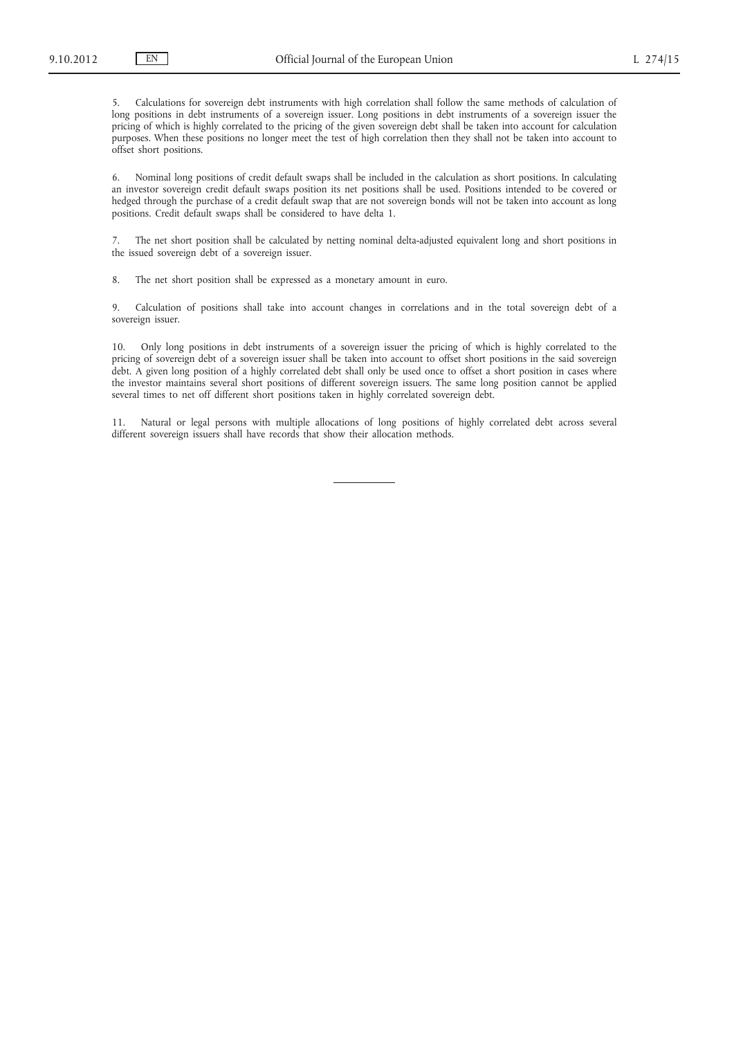5. Calculations for sovereign debt instruments with high correlation shall follow the same methods of calculation of long positions in debt instruments of a sovereign issuer. Long positions in debt instruments of a sovereign issuer the pricing of which is highly correlated to the pricing of the given sovereign debt shall be taken into account for calculation purposes. When these positions no longer meet the test of high correlation then they shall not be taken into account to offset short positions.

6. Nominal long positions of credit default swaps shall be included in the calculation as short positions. In calculating an investor sovereign credit default swaps position its net positions shall be used. Positions intended to be covered or hedged through the purchase of a credit default swap that are not sovereign bonds will not be taken into account as long positions. Credit default swaps shall be considered to have delta 1.

7. The net short position shall be calculated by netting nominal delta-adjusted equivalent long and short positions in the issued sovereign debt of a sovereign issuer.

8. The net short position shall be expressed as a monetary amount in euro.

9. Calculation of positions shall take into account changes in correlations and in the total sovereign debt of a sovereign issuer.

10. Only long positions in debt instruments of a sovereign issuer the pricing of which is highly correlated to the pricing of sovereign debt of a sovereign issuer shall be taken into account to offset short positions in the said sovereign debt. A given long position of a highly correlated debt shall only be used once to offset a short position in cases where the investor maintains several short positions of different sovereign issuers. The same long position cannot be applied several times to net off different short positions taken in highly correlated sovereign debt.

11. Natural or legal persons with multiple allocations of long positions of highly correlated debt across several different sovereign issuers shall have records that show their allocation methods.